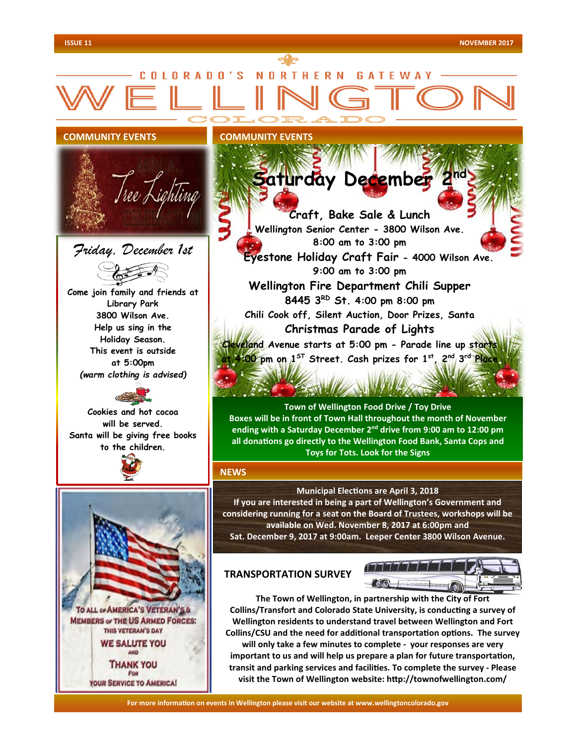# COLORADO'S NORTHERN GATEWAY WELLINGTON COLORADO

## COMMUNITY EVENTS

**Annual Tree Lighting Celebration**

*Friday, December 1st*

Come join family and friends at Library Park
3800 Wilson Ave.
Help us sing in the Holiday Season.
This event is outside at 5:00pm
*(warm clothing is advised)*

Cookies and hot cocoa will be served.
Santa will be giving free books to the children.

TO ALL OF AMERICA'S VETERAN'S & MEMBERS OF THE US ARMED FORCES:
THIS VETERAN'S DAY
WE SALUTE YOU
AND
THANK YOU
FOR
YOUR SERVICE TO AMERICA!

## COMMUNITY EVENTS

# Saturday December 2nd

**Craft, Bake Sale & Lunch**
Wellington Senior Center - 3800 Wilson Ave.
8:00 am to 3:00 pm

**Eyestone Holiday Craft Fair** - 4000 Wilson Ave.
9:00 am to 3:00 pm

**Wellington Fire Department Chili Supper**
8445 3RD St. 4:00 pm 8:00 pm
Chili Cook off, Silent Auction, Door Prizes, Santa

**Christmas Parade of Lights**
Cleveland Avenue starts at 5:00 pm - Parade line up starts at 4:00 pm on 1ST Street. Cash prizes for 1st, 2nd 3rd Place

**Town of Wellington Food Drive / Toy Drive**
Boxes will be in front of Town Hall throughout the month of November ending with a Saturday December 2nd drive from 9:00 am to 12:00 pm all donations go directly to the Wellington Food Bank, Santa Cops and Toys for Tots. Look for the Signs

## NEWS

**Municipal Elections are April 3, 2018**
If you are interested in being a part of Wellington's Government and considering running for a seat on the Board of Trustees, workshops will be available on Wed. November 8, 2017 at 6:00pm and Sat. December 9, 2017 at 9:00am. Leeper Center 3800 Wilson Avenue.

### TRANSPORTATION SURVEY

The Town of Wellington, in partnership with the City of Fort Collins/Transfort and Colorado State University, is conducting a survey of Wellington residents to understand travel between Wellington and Fort Collins/CSU and the need for additional transportation options. The survey will only take a few minutes to complete - your responses are very important to us and will help us prepare a plan for future transportation, transit and parking services and facilities. To complete the survey - Please visit the Town of Wellington website: http://townofwellington.com/

For more information on events in Wellington please visit our website at www.wellingtoncolorado.gov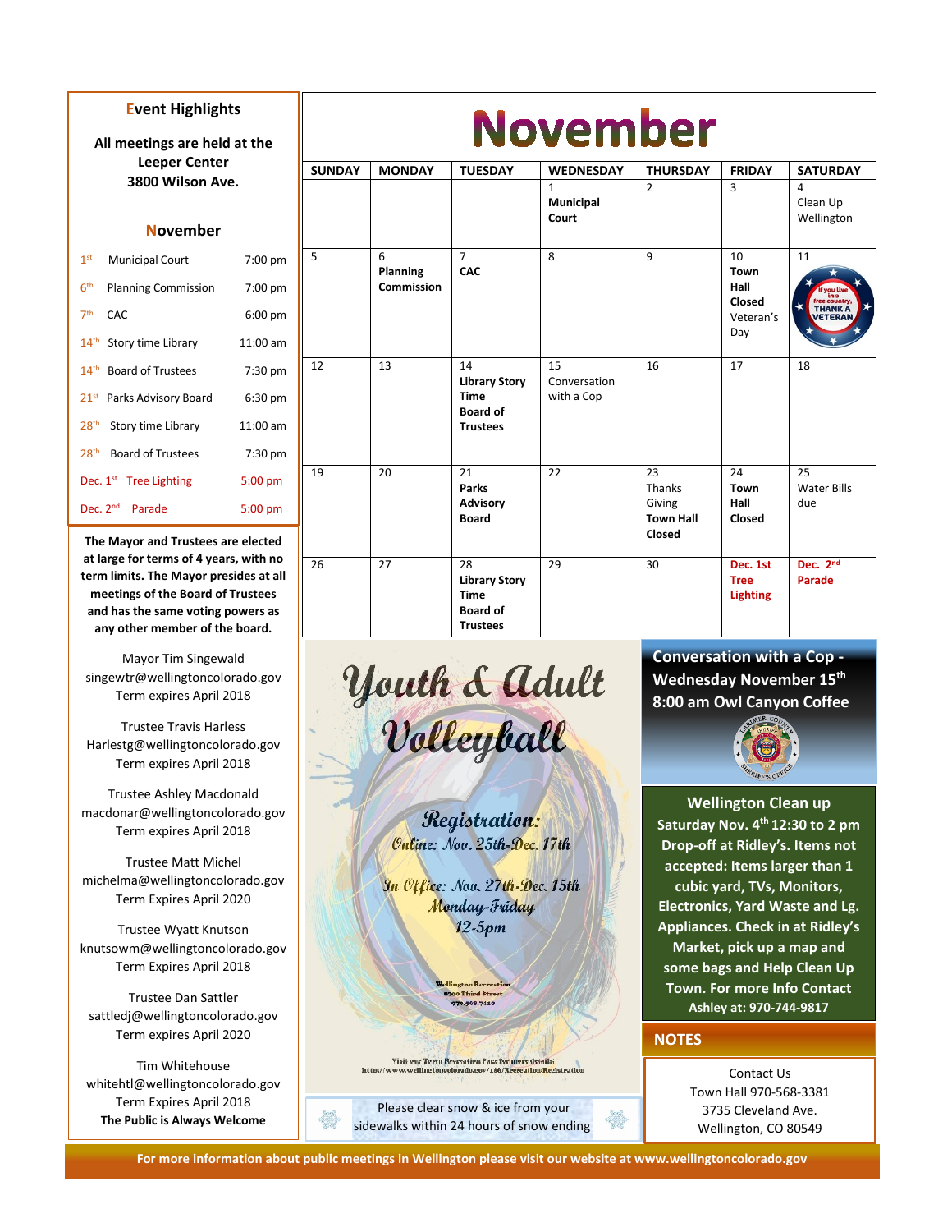## Event Highlights

**All meetings are held at the Leeper Center 3800 Wilson Ave.**

### November

| | | |
|---|---|---|
| 1st | Municipal Court | 7:00 pm |
| 6th | Planning Commission | 7:00 pm |
| 7th | CAC | 6:00 pm |
| 14th | Story time Library | 11:00 am |
| 14th | Board of Trustees | 7:30 pm |
| 21st | Parks Advisory Board | 6:30 pm |
| 28th | Story time Library | 11:00 am |
| 28th | Board of Trustees | 7:30 pm |
| Dec. 1st | Tree Lighting | 5:00 pm |
| Dec. 2nd | Parade | 5:00 pm |

**The Mayor and Trustees are elected at large for terms of 4 years, with no term limits. The Mayor presides at all meetings of the Board of Trustees and has the same voting powers as any other member of the board.**

Mayor Tim Singewald
singewtr@wellingtoncolorado.gov
Term expires April 2018

Trustee Travis Harless
Harlestg@wellingtoncolorado.gov
Term expires April 2018

Trustee Ashley Macdonald
macdonar@wellingtoncolorado.gov
Term expires April 2018

Trustee Matt Michel
michelma@wellingtoncolorado.gov
Term Expires April 2020

Trustee Wyatt Knutson
knutsowm@wellingtoncolorado.gov
Term Expires April 2018

Trustee Dan Sattler
sattledj@wellingtoncolorado.gov
Term expires April 2020

Tim Whitehouse
whitehtl@wellingtoncolorado.gov
Term Expires April 2018

**The Public is Always Welcome**

# November

| SUNDAY | MONDAY | TUESDAY | WEDNESDAY | THURSDAY | FRIDAY | SATURDAY |
|---|---|---|---|---|---|---|
| | | | 1 **Municipal Court** | 2 | 3 | 4 Clean Up Wellington |
| 5 | 6 **Planning Commission** | 7 **CAC** | 8 | 9 | 10 **Town Hall Closed** Veteran's Day | 11 If you live in a free country, THANK A VETERAN |
| 12 | 13 | 14 **Library Story Time** **Board of Trustees** | 15 Conversation with a Cop | 16 | 17 | 18 |
| 19 | 20 | 21 **Parks Advisory Board** | 22 | 23 Thanks Giving **Town Hall Closed** | 24 **Town Hall Closed** | 25 Water Bills due |
| 26 | 27 | 28 **Library Story Time** **Board of Trustees** | 29 | 30 | **Dec. 1st Tree Lighting** | **Dec. 2nd Parade** |

## Youth & Adult Volleyball

**Registration:**

*Online: Nov. 25th-Dec. 17th*

*In Office: Nov. 27th-Dec. 15th*
*Monday-Friday*
*12-5pm*

Wellington Recreation
8700 Third Street
970-568-7410

Visit our Town Recreation Page for more details:
http://www.wellingtoncolorado.gov/186/Recreation-Registration

Please clear snow & ice from your sidewalks within 24 hours of snow ending

**Conversation with a Cop - Wednesday November 15th 8:00 am Owl Canyon Coffee**

**Wellington Clean up**

**Saturday Nov. 4th 12:30 to 2 pm Drop-off at Ridley's. Items not accepted: Items larger than 1 cubic yard, TVs, Monitors, Electronics, Yard Waste and Lg. Appliances. Check in at Ridley's Market, pick up a map and some bags and Help Clean Up Town. For more Info Contact Ashley at: 970-744-9817**

## NOTES

Contact Us
Town Hall 970-568-3381
3735 Cleveland Ave.
Wellington, CO 80549

**For more information about public meetings in Wellington please visit our website at www.wellingtoncolorado.gov**